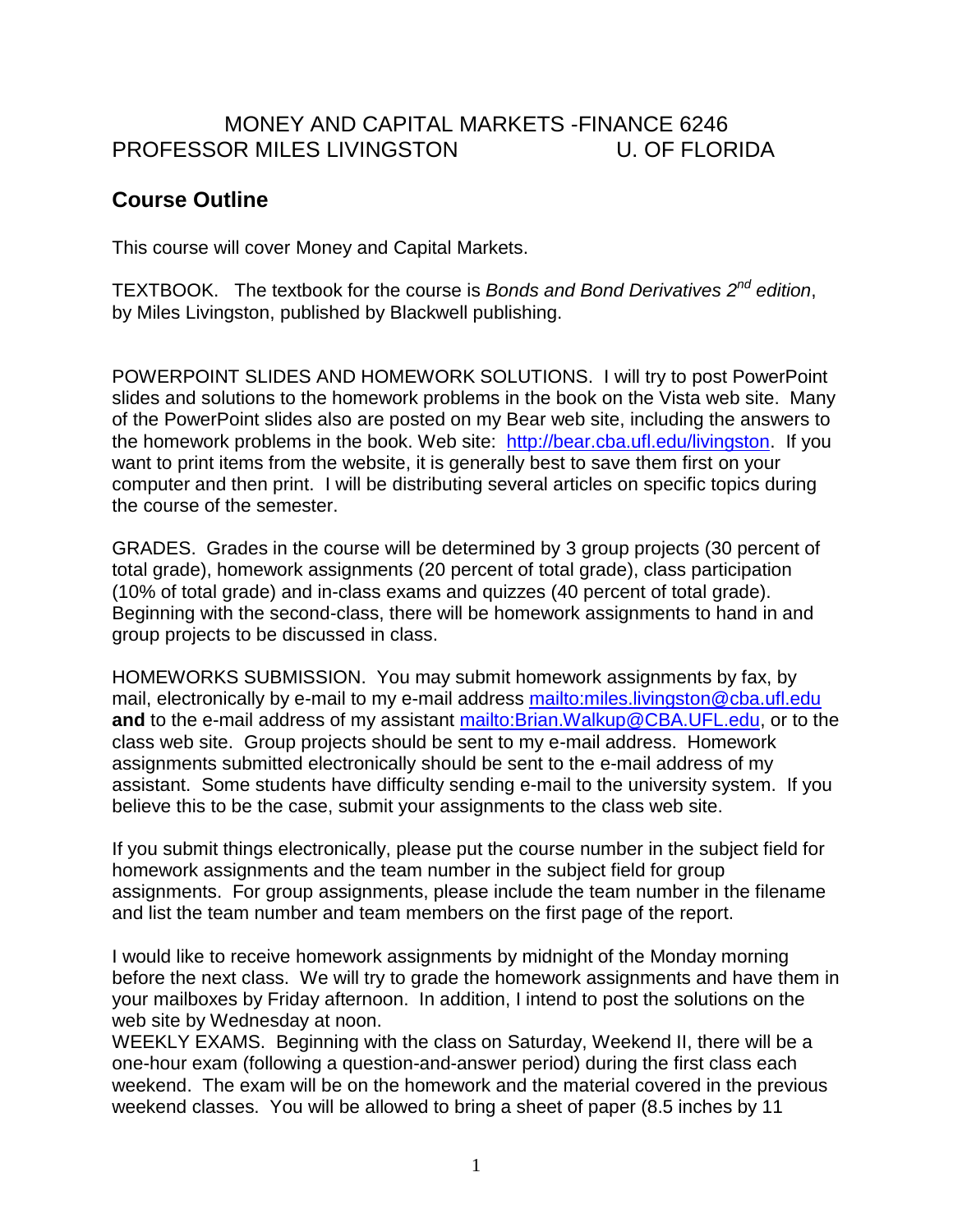# MONEY AND CAPITAL MARKETS -FINANCE 6246

## PROFESSOR MILES LIVINGSTON U. OF FLORIDA

## Course Outline

This course will cover Money and Capital Markets.

TEXTBOOK. The textbook for the course is *Bonds and Bond Derivatives 2nd edition*, by Miles Livingston, published by Blackwell publishing.

POWERPOINT SLIDES AND HOMEWORK SOLUTIONS. I will try to post PowerPoint slides and solutions to the homework problems in the book on the Vista web site. Many of the PowerPoint slides also are posted on my Bear web site, including the answers to the homework problems in the book. Web site: http://bear.cba.ufl.edu/livingston. If you want to print items from the website, it is generally best to save them first on your computer and then print. I will be distributing several articles on specific topics during the course of the semester.

GRADES. Grades in the course will be determined by 3 group projects (30 percent of total grade), homework assignments (20 percent of total grade), class participation (10% of total grade) and in-class exams and quizzes (40 percent of total grade). Beginning with the second-class, there will be homework assignments to hand in and group projects to be discussed in class.

HOMEWORKS SUBMISSION. You may submit homework assignments by fax, by mail, electronically by e-mail to my e-mail address mailto:miles.livingston@cba.ufl.edu **and** to the e-mail address of my assistant mailto:Brian.Walkup@CBA.UFL.edu, or to the class web site. Group projects should be sent to my e-mail address. Homework assignments submitted electronically should be sent to the e-mail address of my assistant. Some students have difficulty sending e-mail to the university system. If you believe this to be the case, submit your assignments to the class web site.

If you submit things electronically, please put the course number in the subject field for homework assignments and the team number in the subject field for group assignments. For group assignments, please include the team number in the filename and list the team number and team members on the first page of the report.

I would like to receive homework assignments by midnight of the Monday morning before the next class. We will try to grade the homework assignments and have them in your mailboxes by Friday afternoon. In addition, I intend to post the solutions on the web site by Wednesday at noon.

WEEKLY EXAMS. Beginning with the class on Saturday, Weekend II, there will be a one-hour exam (following a question-and-answer period) during the first class each weekend. The exam will be on the homework and the material covered in the previous weekend classes. You will be allowed to bring a sheet of paper (8.5 inches by 11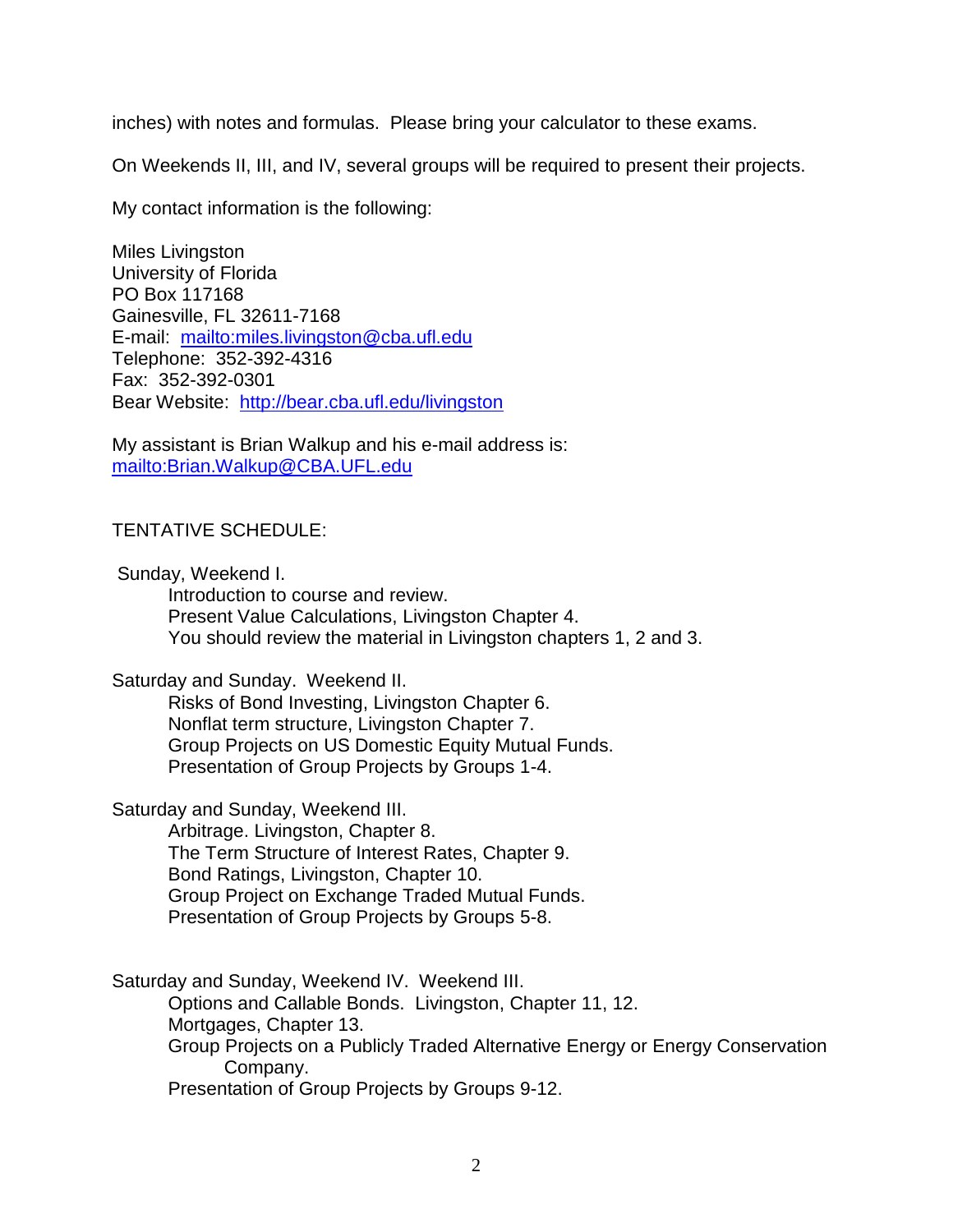inches) with notes and formulas. Please bring your calculator to these exams.

On Weekends II, III, and IV, several groups will be required to present their projects.

My contact information is the following:

Miles Livingston  
University of Florida  
PO Box 117168  
Gainesville, FL 32611-7168  
E-mail: [mailto:miles.livingston@cba.ufl.edu](mailto:miles.livingston@cba.ufl.edu)  
Telephone: 352-392-4316  
Fax: 352-392-0301  
Bear Website: [http://bear.cba.ufl.edu/livingston](http://bear.cba.ufl.edu/livingston)

My assistant is Brian Walkup and his e-mail address is:  
[mailto:Brian.Walkup@CBA.UFL.edu](mailto:Brian.Walkup@CBA.UFL.edu)

TENTATIVE SCHEDULE:

Sunday, Weekend I.
- Introduction to course and review.
- Present Value Calculations, Livingston Chapter 4.
- You should review the material in Livingston chapters 1, 2 and 3.

Saturday and Sunday. Weekend II.
- Risks of Bond Investing, Livingston Chapter 6.
- Nonflat term structure, Livingston Chapter 7.
- Group Projects on US Domestic Equity Mutual Funds.
- Presentation of Group Projects by Groups 1-4.

Saturday and Sunday, Weekend III.
- Arbitrage. Livingston, Chapter 8.
- The Term Structure of Interest Rates, Chapter 9.
- Bond Ratings, Livingston, Chapter 10.
- Group Project on Exchange Traded Mutual Funds.
- Presentation of Group Projects by Groups 5-8.

Saturday and Sunday, Weekend IV. Weekend III.
- Options and Callable Bonds. Livingston, Chapter 11, 12.
- Mortgages, Chapter 13.
- Group Projects on a Publicly Traded Alternative Energy or Energy Conservation Company.
- Presentation of Group Projects by Groups 9-12.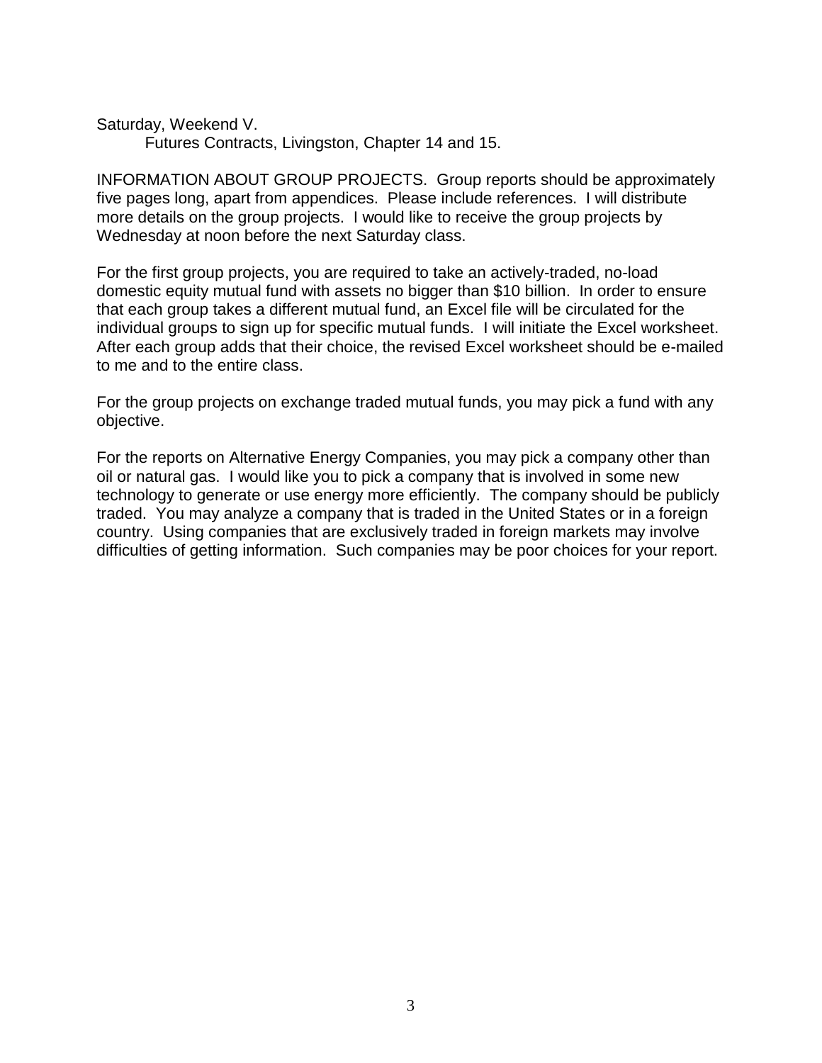Saturday, Weekend V.

Futures Contracts, Livingston, Chapter 14 and 15.

INFORMATION ABOUT GROUP PROJECTS. Group reports should be approximately five pages long, apart from appendices. Please include references. I will distribute more details on the group projects. I would like to receive the group projects by Wednesday at noon before the next Saturday class.

For the first group projects, you are required to take an actively-traded, no-load domestic equity mutual fund with assets no bigger than $10 billion. In order to ensure that each group takes a different mutual fund, an Excel file will be circulated for the individual groups to sign up for specific mutual funds. I will initiate the Excel worksheet. After each group adds that their choice, the revised Excel worksheet should be e-mailed to me and to the entire class.

For the group projects on exchange traded mutual funds, you may pick a fund with any objective.

For the reports on Alternative Energy Companies, you may pick a company other than oil or natural gas. I would like you to pick a company that is involved in some new technology to generate or use energy more efficiently. The company should be publicly traded. You may analyze a company that is traded in the United States or in a foreign country. Using companies that are exclusively traded in foreign markets may involve difficulties of getting information. Such companies may be poor choices for your report.